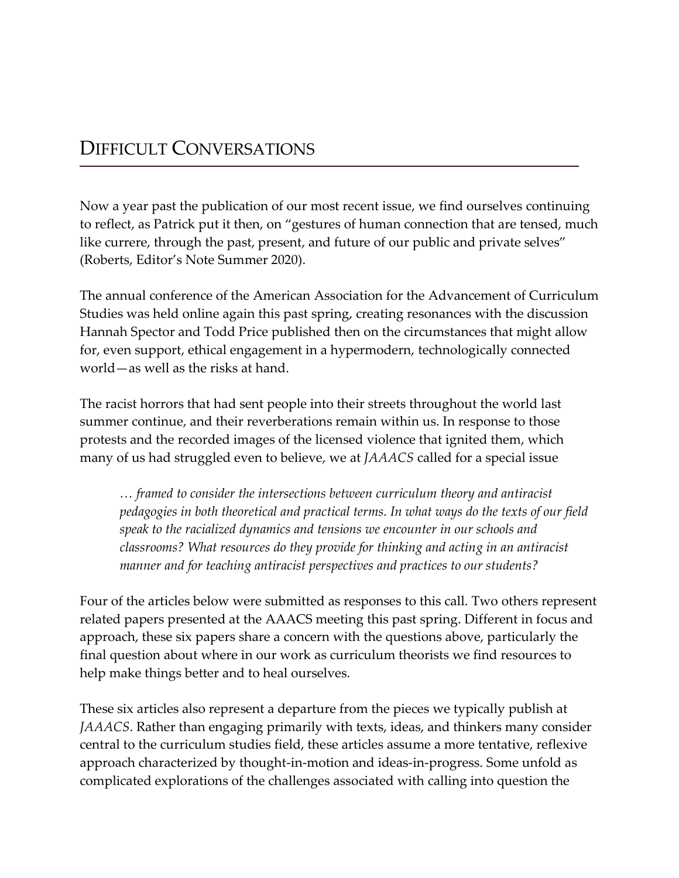# Difficult Conversations

Now a year past the publication of our most recent issue, we find ourselves continuing to reflect, as Patrick put it then, on "gestures of human connection that are tensed, much like currere, through the past, present, and future of our public and private selves" (Roberts, Editor's Note Summer 2020).

The annual conference of the American Association for the Advancement of Curriculum Studies was held online again this past spring, creating resonances with the discussion Hannah Spector and Todd Price published then on the circumstances that might allow for, even support, ethical engagement in a hypermodern, technologically connected world—as well as the risks at hand.

The racist horrors that had sent people into their streets throughout the world last summer continue, and their reverberations remain within us. In response to those protests and the recorded images of the licensed violence that ignited them, which many of us had struggled even to believe, we at *JAAACS* called for a special issue

> *… framed to consider the intersections between curriculum theory and antiracist pedagogies in both theoretical and practical terms. In what ways do the texts of our field speak to the racialized dynamics and tensions we encounter in our schools and classrooms? What resources do they provide for thinking and acting in an antiracist manner and for teaching antiracist perspectives and practices to our students?*

Four of the articles below were submitted as responses to this call. Two others represent related papers presented at the AAACS meeting this past spring. Different in focus and approach, these six papers share a concern with the questions above, particularly the final question about where in our work as curriculum theorists we find resources to help make things better and to heal ourselves.

These six articles also represent a departure from the pieces we typically publish at *JAAACS*. Rather than engaging primarily with texts, ideas, and thinkers many consider central to the curriculum studies field, these articles assume a more tentative, reflexive approach characterized by thought-in-motion and ideas-in-progress. Some unfold as complicated explorations of the challenges associated with calling into question the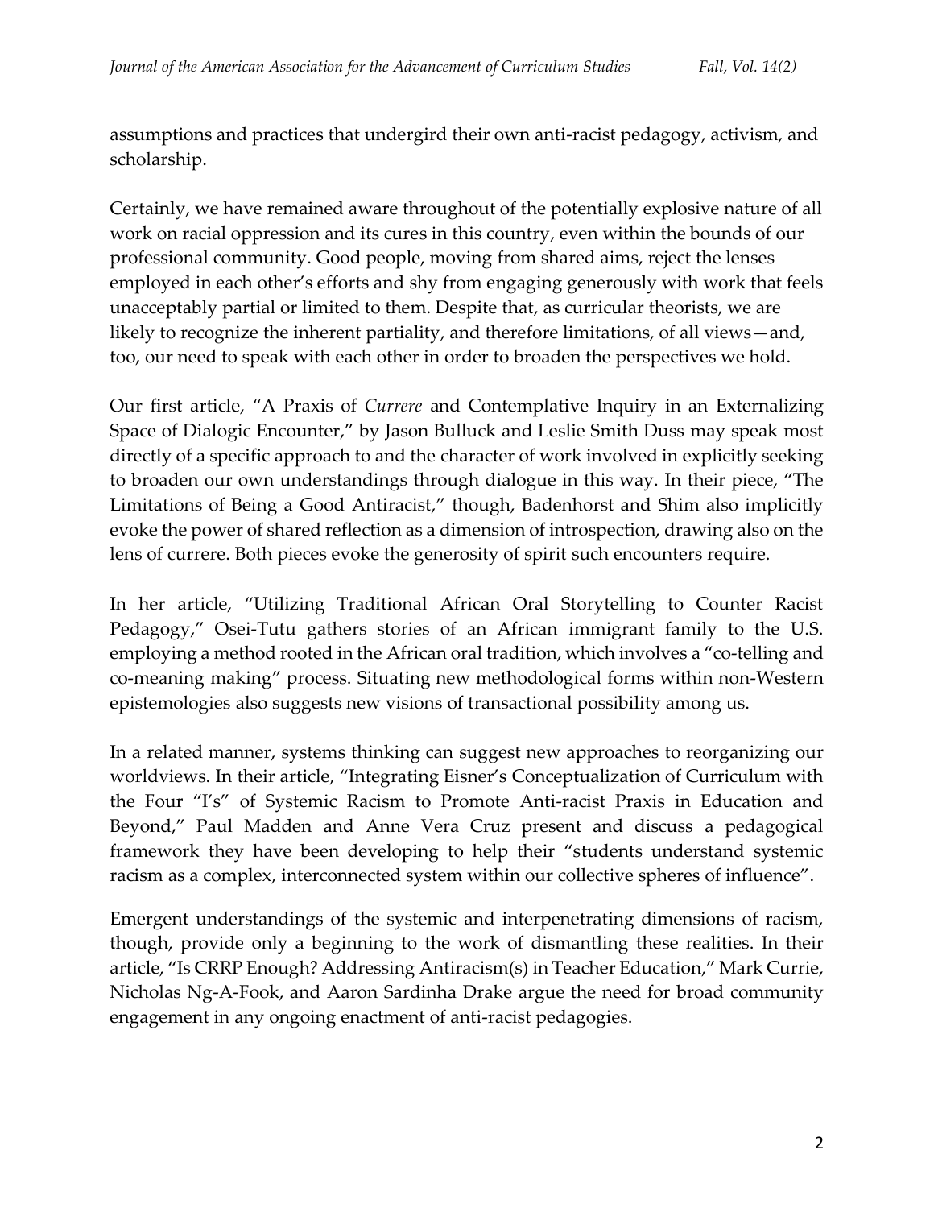assumptions and practices that undergird their own anti-racist pedagogy, activism, and scholarship.

Certainly, we have remained aware throughout of the potentially explosive nature of all work on racial oppression and its cures in this country, even within the bounds of our professional community. Good people, moving from shared aims, reject the lenses employed in each other's efforts and shy from engaging generously with work that feels unacceptably partial or limited to them. Despite that, as curricular theorists, we are likely to recognize the inherent partiality, and therefore limitations, of all views—and, too, our need to speak with each other in order to broaden the perspectives we hold.

Our first article, "A Praxis of *Currere* and Contemplative Inquiry in an Externalizing Space of Dialogic Encounter," by Jason Bulluck and Leslie Smith Duss may speak most directly of a specific approach to and the character of work involved in explicitly seeking to broaden our own understandings through dialogue in this way. In their piece, "The Limitations of Being a Good Antiracist," though, Badenhorst and Shim also implicitly evoke the power of shared reflection as a dimension of introspection, drawing also on the lens of currere. Both pieces evoke the generosity of spirit such encounters require.

In her article, "Utilizing Traditional African Oral Storytelling to Counter Racist Pedagogy," Osei-Tutu gathers stories of an African immigrant family to the U.S. employing a method rooted in the African oral tradition, which involves a "co-telling and co-meaning making" process. Situating new methodological forms within non-Western epistemologies also suggests new visions of transactional possibility among us.

In a related manner, systems thinking can suggest new approaches to reorganizing our worldviews. In their article, "Integrating Eisner's Conceptualization of Curriculum with the Four "I's" of Systemic Racism to Promote Anti-racist Praxis in Education and Beyond," Paul Madden and Anne Vera Cruz present and discuss a pedagogical framework they have been developing to help their "students understand systemic racism as a complex, interconnected system within our collective spheres of influence".

Emergent understandings of the systemic and interpenetrating dimensions of racism, though, provide only a beginning to the work of dismantling these realities. In their article, "Is CRRP Enough? Addressing Antiracism(s) in Teacher Education," Mark Currie, Nicholas Ng-A-Fook, and Aaron Sardinha Drake argue the need for broad community engagement in any ongoing enactment of anti-racist pedagogies.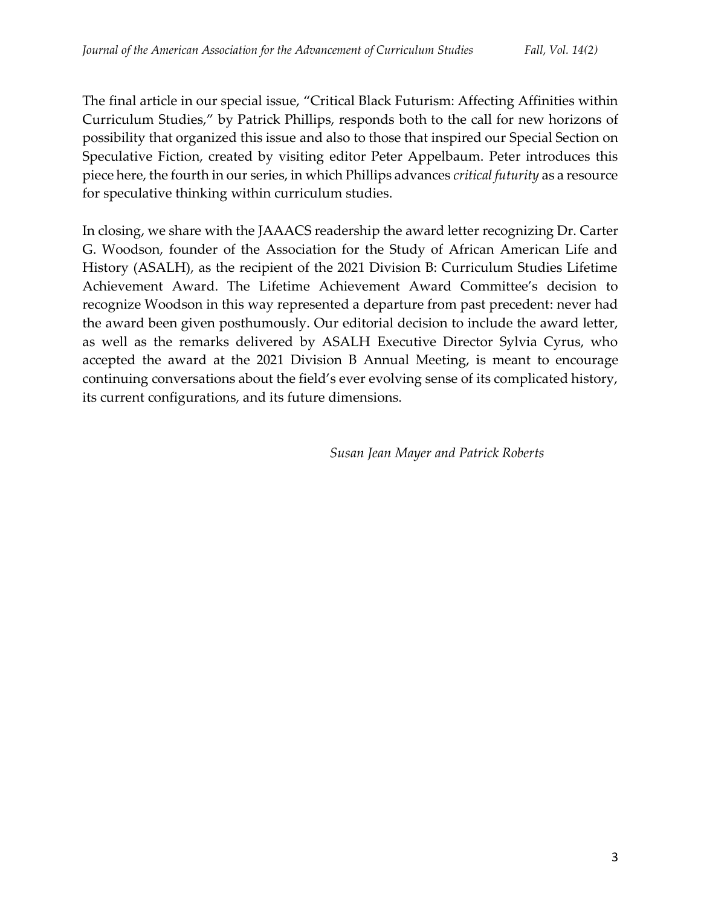The final article in our special issue, "Critical Black Futurism: Affecting Affinities within Curriculum Studies," by Patrick Phillips, responds both to the call for new horizons of possibility that organized this issue and also to those that inspired our Special Section on Speculative Fiction, created by visiting editor Peter Appelbaum. Peter introduces this piece here, the fourth in our series, in which Phillips advances *critical futurity* as a resource for speculative thinking within curriculum studies.

In closing, we share with the JAAACS readership the award letter recognizing Dr. Carter G. Woodson, founder of the Association for the Study of African American Life and History (ASALH), as the recipient of the 2021 Division B: Curriculum Studies Lifetime Achievement Award. The Lifetime Achievement Award Committee's decision to recognize Woodson in this way represented a departure from past precedent: never had the award been given posthumously. Our editorial decision to include the award letter, as well as the remarks delivered by ASALH Executive Director Sylvia Cyrus, who accepted the award at the 2021 Division B Annual Meeting, is meant to encourage continuing conversations about the field's ever evolving sense of its complicated history, its current configurations, and its future dimensions.

*Susan Jean Mayer and Patrick Roberts*